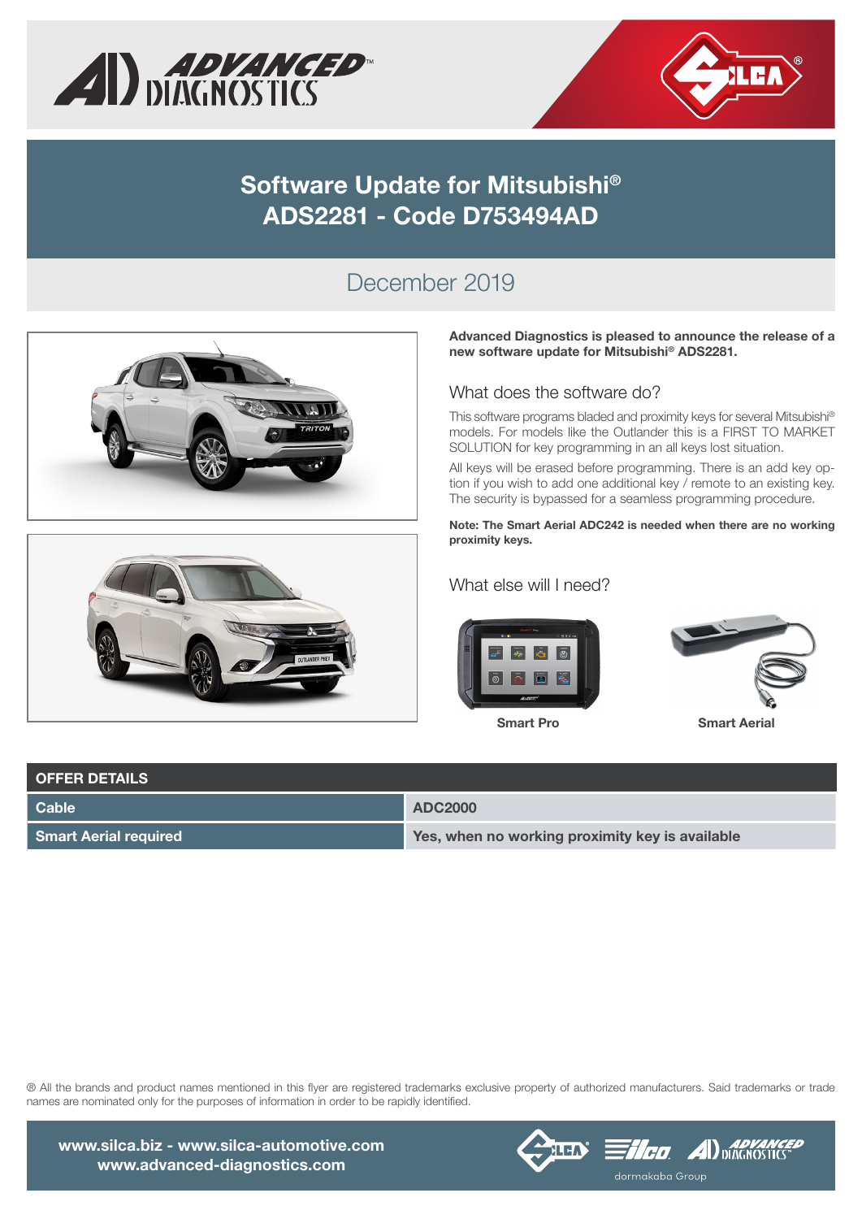# Software Update for Mitsubishi®
# ADS2281 - Code D753494AD

## December 2019

**Advanced Diagnostics is pleased to announce the release of a new software update for Mitsubishi® ADS2281.**

### What does the software do?

This software programs bladed and proximity keys for several Mitsubishi® models. For models like the Outlander this is a FIRST TO MARKET SOLUTION for key programming in an all keys lost situation.

All keys will be erased before programming. There is an add key option if you wish to add one additional key / remote to an existing key. The security is bypassed for a seamless programming procedure.

**Note: The Smart Aerial ADC242 is needed when there are no working proximity keys.**

### What else will I need?

**Smart Pro**

**Smart Aerial**

| OFFER DETAILS | |
|---|---|
| **Cable** | **ADC2000** |
| **Smart Aerial required** | **Yes, when no working proximity key is available** |

® All the brands and product names mentioned in this flyer are registered trademarks exclusive property of authorized manufacturers. Said trademarks or trade names are nominated only for the purposes of information in order to be rapidly identified.

**www.silca.biz - www.silca-automotive.com**
**www.advanced-diagnostics.com**

dormakaba Group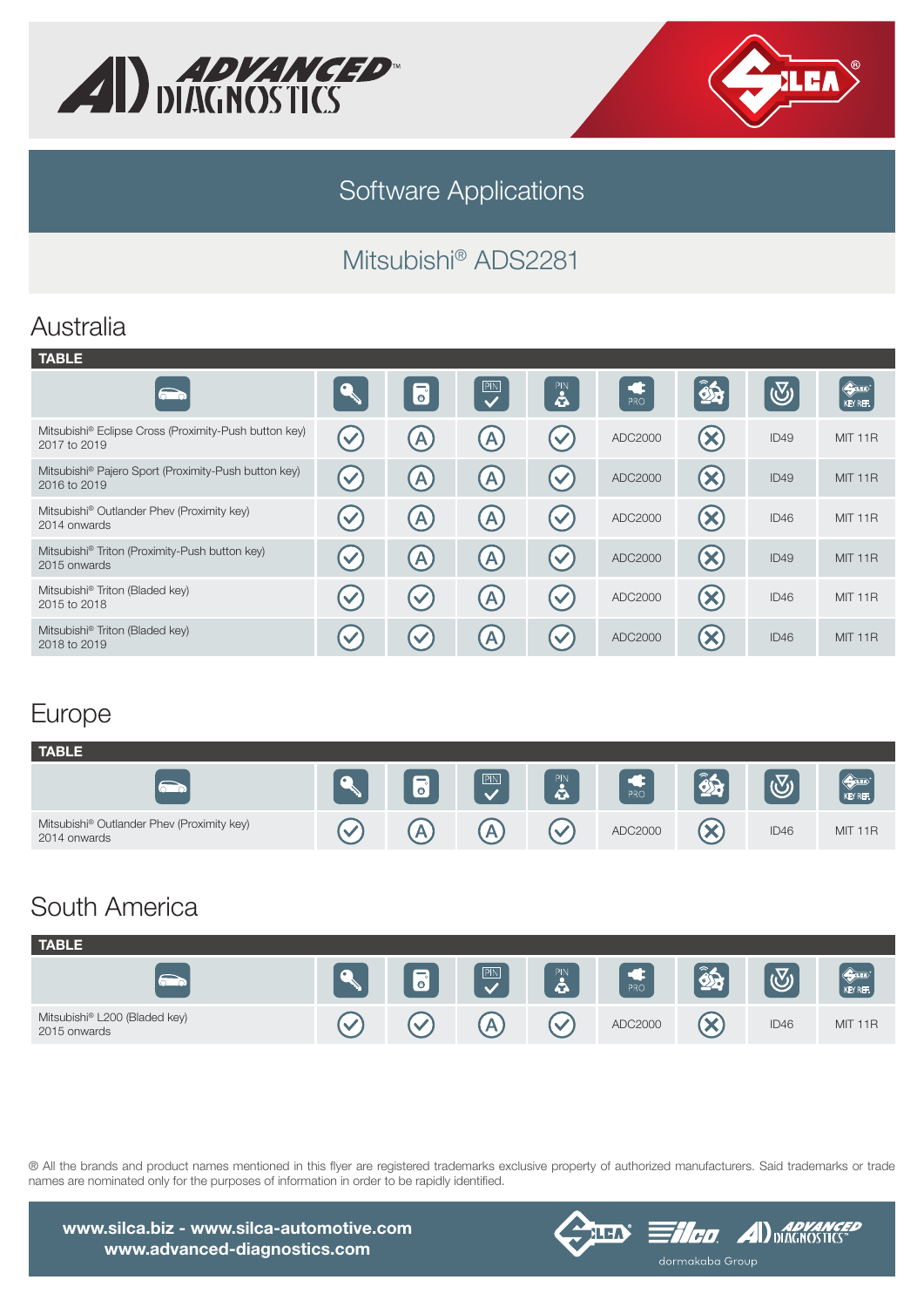# Software Applications

## Mitsubishi® ADS2281

### Australia

**TABLE**

| | | | | | | | | |
|---|---|---|---|---|---|---|---|---|
| Mitsubishi® Eclipse Cross (Proximity-Push button key) 2017 to 2019 | ✓ | A | A | ✓ | ADC2000 | ✗ | ID49 | MIT 11R |
| Mitsubishi® Pajero Sport (Proximity-Push button key) 2016 to 2019 | ✓ | A | A | ✓ | ADC2000 | ✗ | ID49 | MIT 11R |
| Mitsubishi® Outlander Phev (Proximity key) 2014 onwards | ✓ | A | A | ✓ | ADC2000 | ✗ | ID46 | MIT 11R |
| Mitsubishi® Triton (Proximity-Push button key) 2015 onwards | ✓ | A | A | ✓ | ADC2000 | ✗ | ID49 | MIT 11R |
| Mitsubishi® Triton (Bladed key) 2015 to 2018 | ✓ | ✓ | A | ✓ | ADC2000 | ✗ | ID46 | MIT 11R |
| Mitsubishi® Triton (Bladed key) 2018 to 2019 | ✓ | ✓ | A | ✓ | ADC2000 | ✗ | ID46 | MIT 11R |

### Europe

**TABLE**

| | | | | | | | | |
|---|---|---|---|---|---|---|---|---|
| Mitsubishi® Outlander Phev (Proximity key) 2014 onwards | ✓ | A | A | ✓ | ADC2000 | ✗ | ID46 | MIT 11R |

### South America

**TABLE**

| | | | | | | | | |
|---|---|---|---|---|---|---|---|---|
| Mitsubishi® L200 (Bladed key) 2015 onwards | ✓ | ✓ | A | ✓ | ADC2000 | ✗ | ID46 | MIT 11R |

® All the brands and product names mentioned in this flyer are registered trademarks exclusive property of authorized manufacturers. Said trademarks or trade names are nominated only for the purposes of information in order to be rapidly identified.

**www.silca.biz - www.silca-automotive.com**
**www.advanced-diagnostics.com**

dormakaba Group